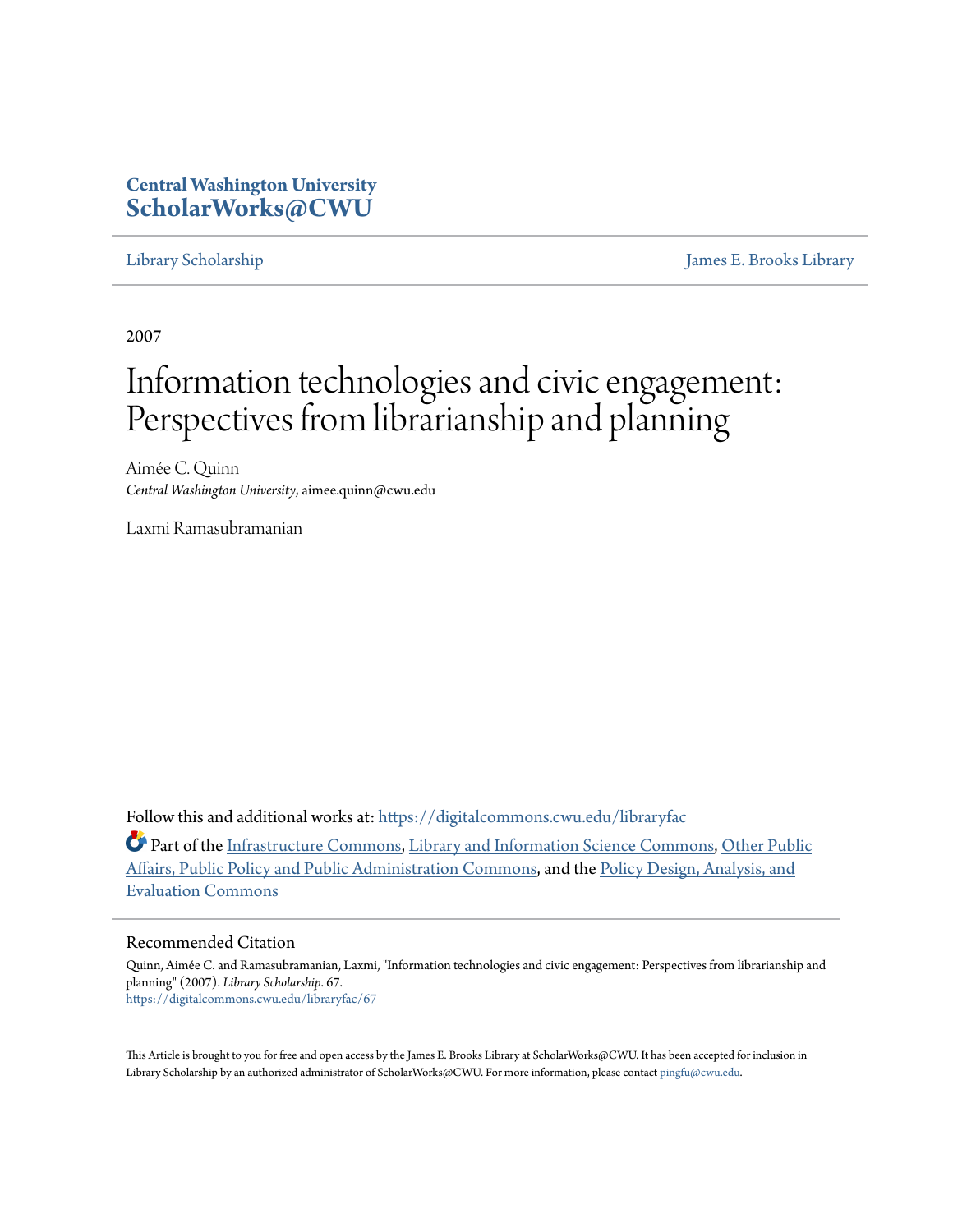**Central Washington University**
**ScholarWorks@CWU**

Library Scholarship | James E. Brooks Library

2007

# Information technologies and civic engagement: Perspectives from librarianship and planning

Aimée C. Quinn
*Central Washington University*, aimee.quinn@cwu.edu

Laxmi Ramasubramanian

Follow this and additional works at: https://digitalcommons.cwu.edu/libraryfac

Part of the Infrastructure Commons, Library and Information Science Commons, Other Public Affairs, Public Policy and Public Administration Commons, and the Policy Design, Analysis, and Evaluation Commons

## Recommended Citation

Quinn, Aimée C. and Ramasubramanian, Laxmi, "Information technologies and civic engagement: Perspectives from librarianship and planning" (2007). *Library Scholarship*. 67.
https://digitalcommons.cwu.edu/libraryfac/67

This Article is brought to you for free and open access by the James E. Brooks Library at ScholarWorks@CWU. It has been accepted for inclusion in Library Scholarship by an authorized administrator of ScholarWorks@CWU. For more information, please contact pingfu@cwu.edu.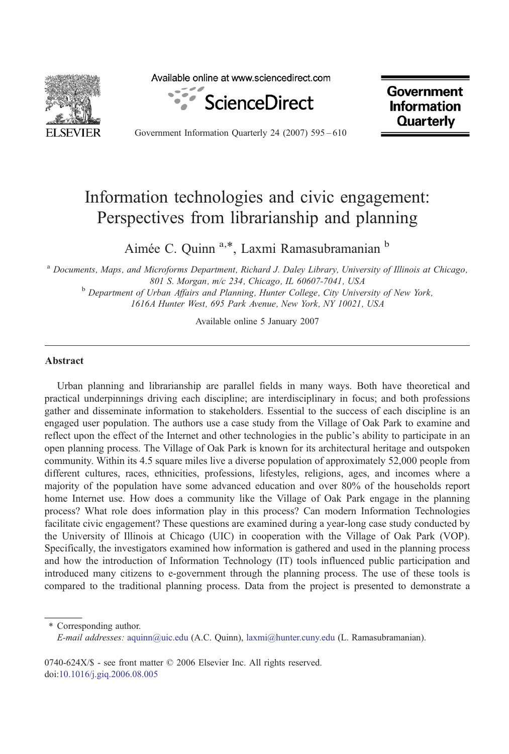# Information technologies and civic engagement: Perspectives from librarianship and planning

Aimée C. Quinn [a,*], Laxmi Ramasubramanian [b]

[a] Documents, Maps, and Microforms Department, Richard J. Daley Library, University of Illinois at Chicago, 801 S. Morgan, m/c 234, Chicago, IL 60607-7041, USA

[b] Department of Urban Affairs and Planning, Hunter College, City University of New York, 1616A Hunter West, 695 Park Avenue, New York, NY 10021, USA

Available online 5 January 2007

## Abstract

Urban planning and librarianship are parallel fields in many ways. Both have theoretical and practical underpinnings driving each discipline; are interdisciplinary in focus; and both professions gather and disseminate information to stakeholders. Essential to the success of each discipline is an engaged user population. The authors use a case study from the Village of Oak Park to examine and reflect upon the effect of the Internet and other technologies in the public's ability to participate in an open planning process. The Village of Oak Park is known for its architectural heritage and outspoken community. Within its 4.5 square miles live a diverse population of approximately 52,000 people from different cultures, races, ethnicities, professions, lifestyles, religions, ages, and incomes where a majority of the population have some advanced education and over 80% of the households report home Internet use. How does a community like the Village of Oak Park engage in the planning process? What role does information play in this process? Can modern Information Technologies facilitate civic engagement? These questions are examined during a year-long case study conducted by the University of Illinois at Chicago (UIC) in cooperation with the Village of Oak Park (VOP). Specifically, the investigators examined how information is gathered and used in the planning process and how the introduction of Information Technology (IT) tools influenced public participation and introduced many citizens to e-government through the planning process. The use of these tools is compared to the traditional planning process. Data from the project is presented to demonstrate a

\* Corresponding author.
*E-mail addresses:* aquinn@uic.edu (A.C. Quinn), laxmi@hunter.cuny.edu (L. Ramasubramanian).

0740-624X/$ - see front matter © 2006 Elsevier Inc. All rights reserved.
doi:10.1016/j.giq.2006.08.005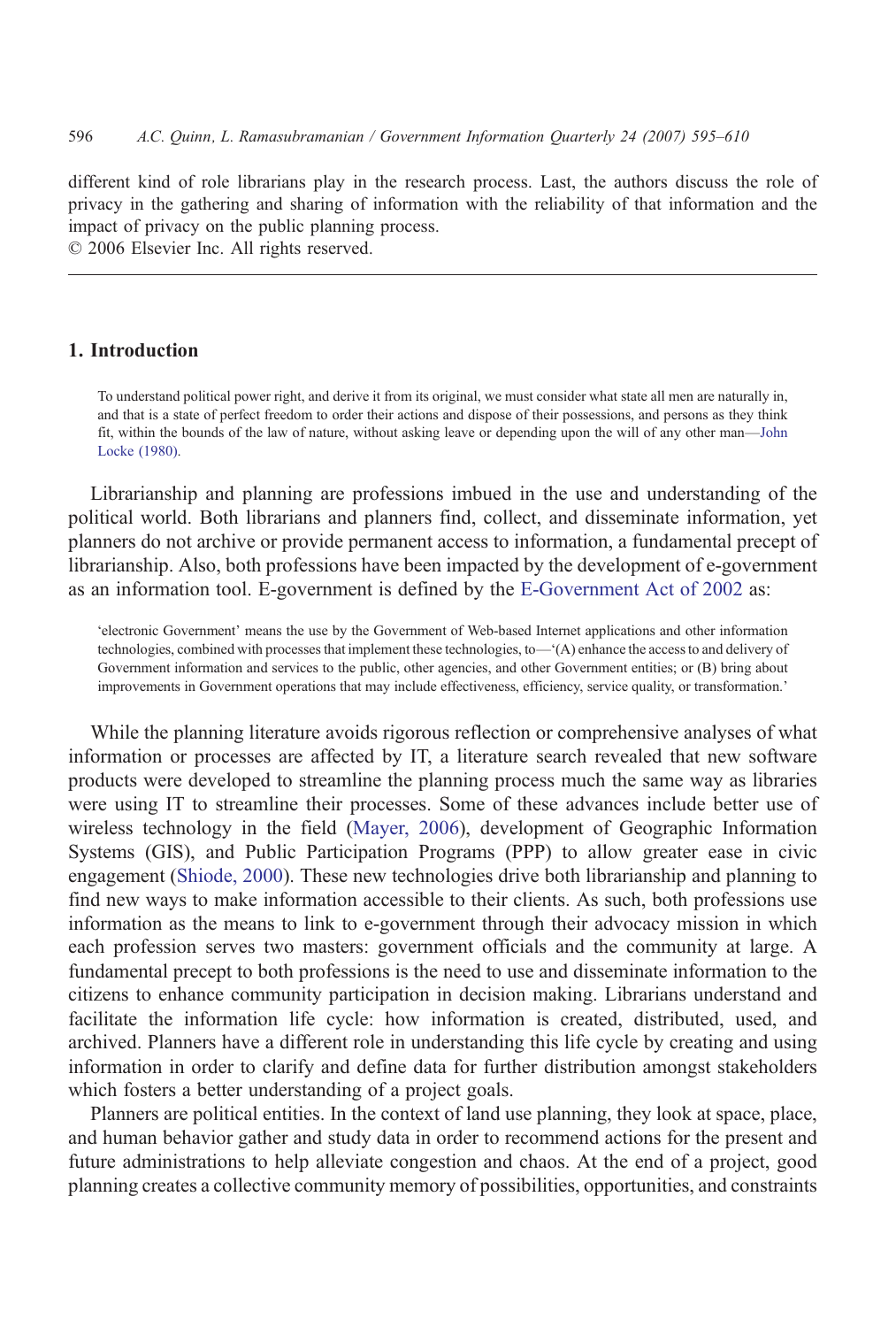different kind of role librarians play in the research process. Last, the authors discuss the role of privacy in the gathering and sharing of information with the reliability of that information and the impact of privacy on the public planning process.
© 2006 Elsevier Inc. All rights reserved.

## 1. Introduction

> To understand political power right, and derive it from its original, we must consider what state all men are naturally in, and that is a state of perfect freedom to order their actions and dispose of their possessions, and persons as they think fit, within the bounds of the law of nature, without asking leave or depending upon the will of any other man—John Locke (1980).

Librarianship and planning are professions imbued in the use and understanding of the political world. Both librarians and planners find, collect, and disseminate information, yet planners do not archive or provide permanent access to information, a fundamental precept of librarianship. Also, both professions have been impacted by the development of e-government as an information tool. E-government is defined by the E-Government Act of 2002 as:

> 'electronic Government' means the use by the Government of Web-based Internet applications and other information technologies, combined with processes that implement these technologies, to—'(A) enhance the access to and delivery of Government information and services to the public, other agencies, and other Government entities; or (B) bring about improvements in Government operations that may include effectiveness, efficiency, service quality, or transformation.'

While the planning literature avoids rigorous reflection or comprehensive analyses of what information or processes are affected by IT, a literature search revealed that new software products were developed to streamline the planning process much the same way as libraries were using IT to streamline their processes. Some of these advances include better use of wireless technology in the field (Mayer, 2006), development of Geographic Information Systems (GIS), and Public Participation Programs (PPP) to allow greater ease in civic engagement (Shiode, 2000). These new technologies drive both librarianship and planning to find new ways to make information accessible to their clients. As such, both professions use information as the means to link to e-government through their advocacy mission in which each profession serves two masters: government officials and the community at large. A fundamental precept to both professions is the need to use and disseminate information to the citizens to enhance community participation in decision making. Librarians understand and facilitate the information life cycle: how information is created, distributed, used, and archived. Planners have a different role in understanding this life cycle by creating and using information in order to clarify and define data for further distribution amongst stakeholders which fosters a better understanding of a project goals.

Planners are political entities. In the context of land use planning, they look at space, place, and human behavior gather and study data in order to recommend actions for the present and future administrations to help alleviate congestion and chaos. At the end of a project, good planning creates a collective community memory of possibilities, opportunities, and constraints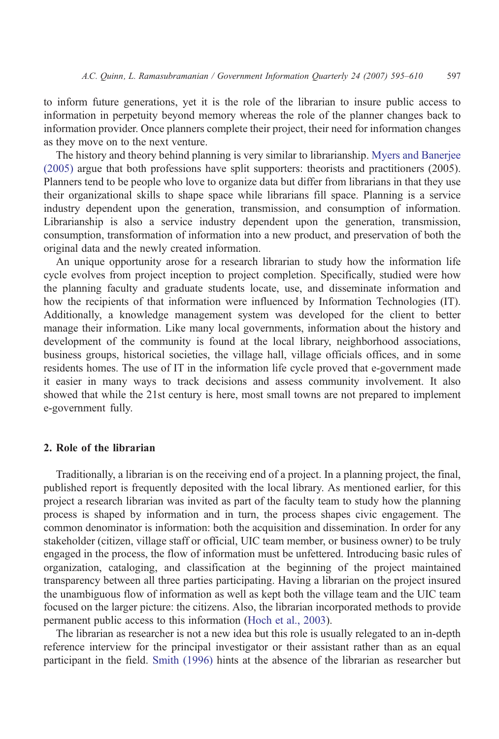to inform future generations, yet it is the role of the librarian to insure public access to information in perpetuity beyond memory whereas the role of the planner changes back to information provider. Once planners complete their project, their need for information changes as they move on to the next venture.

The history and theory behind planning is very similar to librarianship. Myers and Banerjee (2005) argue that both professions have split supporters: theorists and practitioners (2005). Planners tend to be people who love to organize data but differ from librarians in that they use their organizational skills to shape space while librarians fill space. Planning is a service industry dependent upon the generation, transmission, and consumption of information. Librarianship is also a service industry dependent upon the generation, transmission, consumption, transformation of information into a new product, and preservation of both the original data and the newly created information.

An unique opportunity arose for a research librarian to study how the information life cycle evolves from project inception to project completion. Specifically, studied were how the planning faculty and graduate students locate, use, and disseminate information and how the recipients of that information were influenced by Information Technologies (IT). Additionally, a knowledge management system was developed for the client to better manage their information. Like many local governments, information about the history and development of the community is found at the local library, neighborhood associations, business groups, historical societies, the village hall, village officials offices, and in some residents homes. The use of IT in the information life cycle proved that e-government made it easier in many ways to track decisions and assess community involvement. It also showed that while the 21st century is here, most small towns are not prepared to implement e-government fully.

## 2. Role of the librarian

Traditionally, a librarian is on the receiving end of a project. In a planning project, the final, published report is frequently deposited with the local library. As mentioned earlier, for this project a research librarian was invited as part of the faculty team to study how the planning process is shaped by information and in turn, the process shapes civic engagement. The common denominator is information: both the acquisition and dissemination. In order for any stakeholder (citizen, village staff or official, UIC team member, or business owner) to be truly engaged in the process, the flow of information must be unfettered. Introducing basic rules of organization, cataloging, and classification at the beginning of the project maintained transparency between all three parties participating. Having a librarian on the project insured the unambiguous flow of information as well as kept both the village team and the UIC team focused on the larger picture: the citizens. Also, the librarian incorporated methods to provide permanent public access to this information (Hoch et al., 2003).

The librarian as researcher is not a new idea but this role is usually relegated to an in-depth reference interview for the principal investigator or their assistant rather than as an equal participant in the field. Smith (1996) hints at the absence of the librarian as researcher but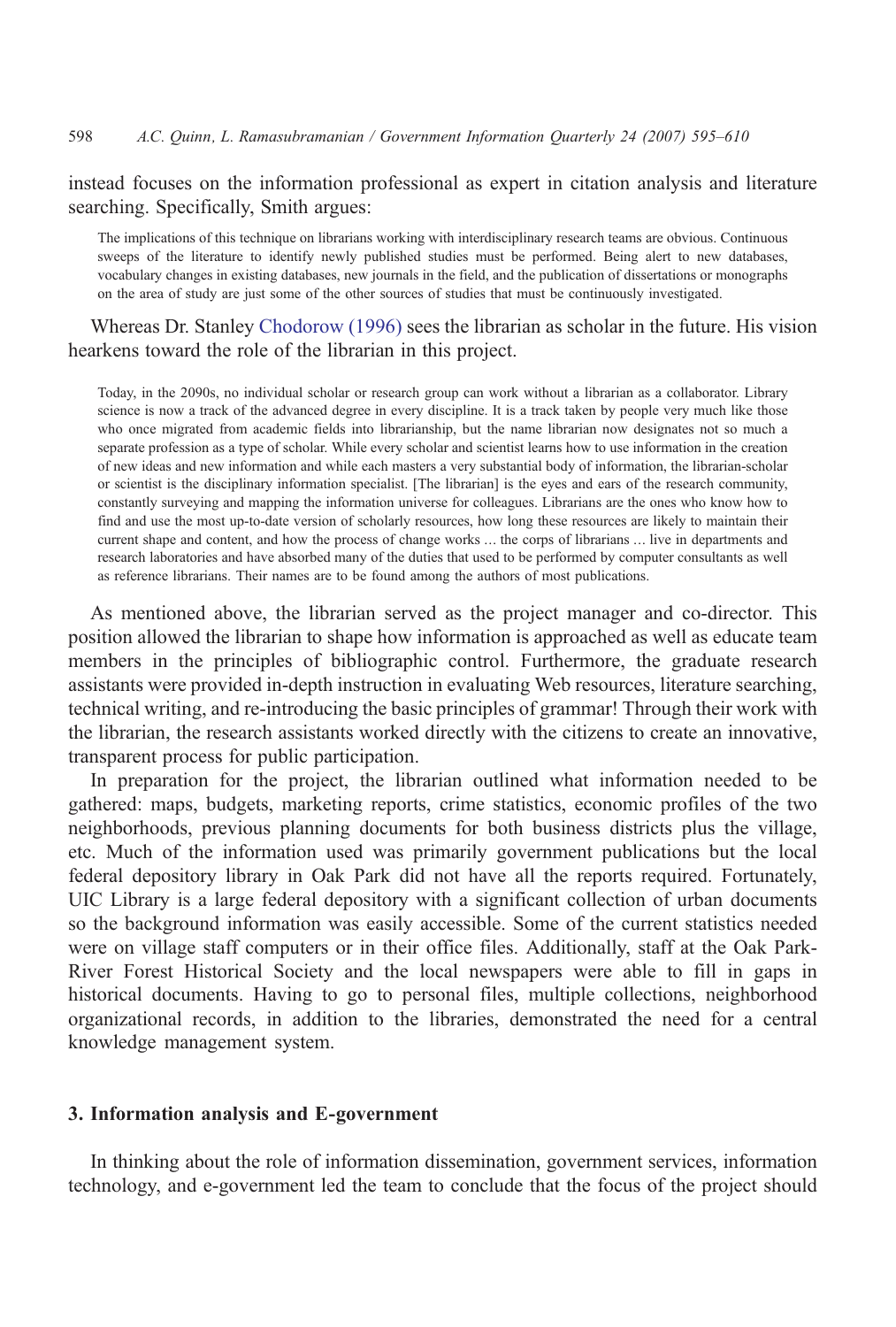instead focuses on the information professional as expert in citation analysis and literature searching. Specifically, Smith argues:

> The implications of this technique on librarians working with interdisciplinary research teams are obvious. Continuous sweeps of the literature to identify newly published studies must be performed. Being alert to new databases, vocabulary changes in existing databases, new journals in the field, and the publication of dissertations or monographs on the area of study are just some of the other sources of studies that must be continuously investigated.

Whereas Dr. Stanley Chodorow (1996) sees the librarian as scholar in the future. His vision hearkens toward the role of the librarian in this project.

> Today, in the 2090s, no individual scholar or research group can work without a librarian as a collaborator. Library science is now a track of the advanced degree in every discipline. It is a track taken by people very much like those who once migrated from academic fields into librarianship, but the name librarian now designates not so much a separate profession as a type of scholar. While every scholar and scientist learns how to use information in the creation of new ideas and new information and while each masters a very substantial body of information, the librarian-scholar or scientist is the disciplinary information specialist. [The librarian] is the eyes and ears of the research community, constantly surveying and mapping the information universe for colleagues. Librarians are the ones who know how to find and use the most up-to-date version of scholarly resources, how long these resources are likely to maintain their current shape and content, and how the process of change works … the corps of librarians … live in departments and research laboratories and have absorbed many of the duties that used to be performed by computer consultants as well as reference librarians. Their names are to be found among the authors of most publications.

As mentioned above, the librarian served as the project manager and co-director. This position allowed the librarian to shape how information is approached as well as educate team members in the principles of bibliographic control. Furthermore, the graduate research assistants were provided in-depth instruction in evaluating Web resources, literature searching, technical writing, and re-introducing the basic principles of grammar! Through their work with the librarian, the research assistants worked directly with the citizens to create an innovative, transparent process for public participation.

In preparation for the project, the librarian outlined what information needed to be gathered: maps, budgets, marketing reports, crime statistics, economic profiles of the two neighborhoods, previous planning documents for both business districts plus the village, etc. Much of the information used was primarily government publications but the local federal depository library in Oak Park did not have all the reports required. Fortunately, UIC Library is a large federal depository with a significant collection of urban documents so the background information was easily accessible. Some of the current statistics needed were on village staff computers or in their office files. Additionally, staff at the Oak Park-River Forest Historical Society and the local newspapers were able to fill in gaps in historical documents. Having to go to personal files, multiple collections, neighborhood organizational records, in addition to the libraries, demonstrated the need for a central knowledge management system.

## 3. Information analysis and E-government

In thinking about the role of information dissemination, government services, information technology, and e-government led the team to conclude that the focus of the project should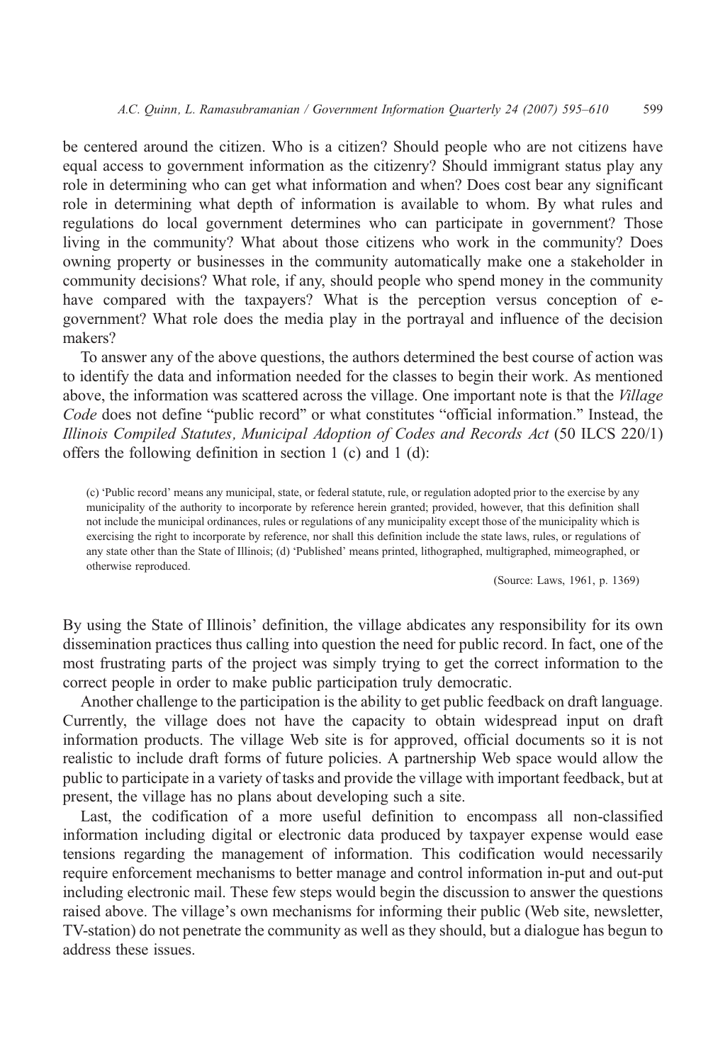be centered around the citizen. Who is a citizen? Should people who are not citizens have equal access to government information as the citizenry? Should immigrant status play any role in determining who can get what information and when? Does cost bear any significant role in determining what depth of information is available to whom. By what rules and regulations do local government determines who can participate in government? Those living in the community? What about those citizens who work in the community? Does owning property or businesses in the community automatically make one a stakeholder in community decisions? What role, if any, should people who spend money in the community have compared with the taxpayers? What is the perception versus conception of e-government? What role does the media play in the portrayal and influence of the decision makers?

To answer any of the above questions, the authors determined the best course of action was to identify the data and information needed for the classes to begin their work. As mentioned above, the information was scattered across the village. One important note is that the *Village Code* does not define "public record" or what constitutes "official information." Instead, the *Illinois Compiled Statutes, Municipal Adoption of Codes and Records Act* (50 ILCS 220/1) offers the following definition in section 1 (c) and 1 (d):

> (c) 'Public record' means any municipal, state, or federal statute, rule, or regulation adopted prior to the exercise by any municipality of the authority to incorporate by reference herein granted; provided, however, that this definition shall not include the municipal ordinances, rules or regulations of any municipality except those of the municipality which is exercising the right to incorporate by reference, nor shall this definition include the state laws, rules, or regulations of any state other than the State of Illinois; (d) 'Published' means printed, lithographed, multigraphed, mimeographed, or otherwise reproduced.
>
> (Source: Laws, 1961, p. 1369)

By using the State of Illinois' definition, the village abdicates any responsibility for its own dissemination practices thus calling into question the need for public record. In fact, one of the most frustrating parts of the project was simply trying to get the correct information to the correct people in order to make public participation truly democratic.

Another challenge to the participation is the ability to get public feedback on draft language. Currently, the village does not have the capacity to obtain widespread input on draft information products. The village Web site is for approved, official documents so it is not realistic to include draft forms of future policies. A partnership Web space would allow the public to participate in a variety of tasks and provide the village with important feedback, but at present, the village has no plans about developing such a site.

Last, the codification of a more useful definition to encompass all non-classified information including digital or electronic data produced by taxpayer expense would ease tensions regarding the management of information. This codification would necessarily require enforcement mechanisms to better manage and control information in-put and out-put including electronic mail. These few steps would begin the discussion to answer the questions raised above. The village's own mechanisms for informing their public (Web site, newsletter, TV-station) do not penetrate the community as well as they should, but a dialogue has begun to address these issues.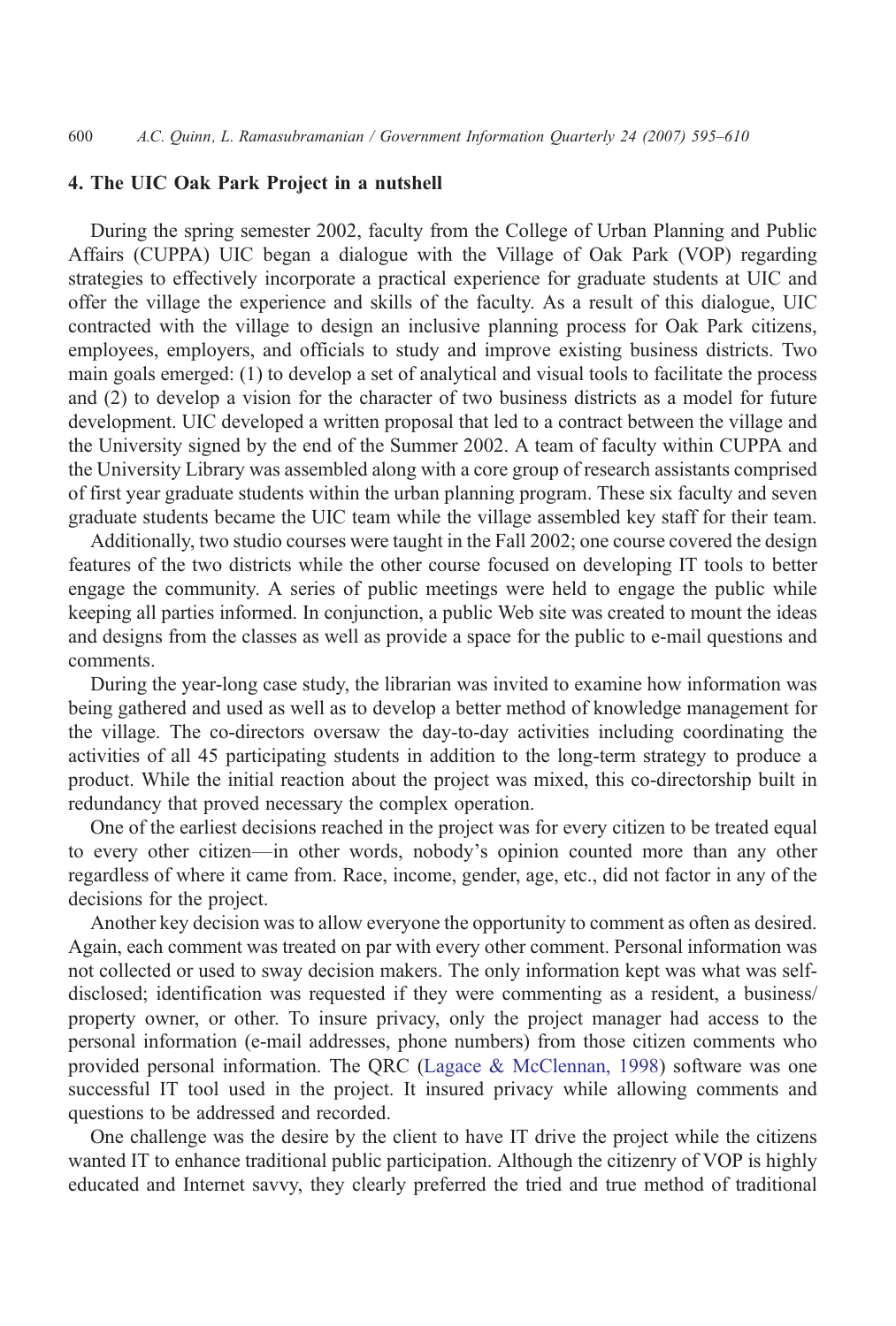## 4. The UIC Oak Park Project in a nutshell

During the spring semester 2002, faculty from the College of Urban Planning and Public Affairs (CUPPA) UIC began a dialogue with the Village of Oak Park (VOP) regarding strategies to effectively incorporate a practical experience for graduate students at UIC and offer the village the experience and skills of the faculty. As a result of this dialogue, UIC contracted with the village to design an inclusive planning process for Oak Park citizens, employees, employers, and officials to study and improve existing business districts. Two main goals emerged: (1) to develop a set of analytical and visual tools to facilitate the process and (2) to develop a vision for the character of two business districts as a model for future development. UIC developed a written proposal that led to a contract between the village and the University signed by the end of the Summer 2002. A team of faculty within CUPPA and the University Library was assembled along with a core group of research assistants comprised of first year graduate students within the urban planning program. These six faculty and seven graduate students became the UIC team while the village assembled key staff for their team.

Additionally, two studio courses were taught in the Fall 2002; one course covered the design features of the two districts while the other course focused on developing IT tools to better engage the community. A series of public meetings were held to engage the public while keeping all parties informed. In conjunction, a public Web site was created to mount the ideas and designs from the classes as well as provide a space for the public to e-mail questions and comments.

During the year-long case study, the librarian was invited to examine how information was being gathered and used as well as to develop a better method of knowledge management for the village. The co-directors oversaw the day-to-day activities including coordinating the activities of all 45 participating students in addition to the long-term strategy to produce a product. While the initial reaction about the project was mixed, this co-directorship built in redundancy that proved necessary the complex operation.

One of the earliest decisions reached in the project was for every citizen to be treated equal to every other citizen—in other words, nobody's opinion counted more than any other regardless of where it came from. Race, income, gender, age, etc., did not factor in any of the decisions for the project.

Another key decision was to allow everyone the opportunity to comment as often as desired. Again, each comment was treated on par with every other comment. Personal information was not collected or used to sway decision makers. The only information kept was what was self-disclosed; identification was requested if they were commenting as a resident, a business/property owner, or other. To insure privacy, only the project manager had access to the personal information (e-mail addresses, phone numbers) from those citizen comments who provided personal information. The QRC (Lagace & McClennan, 1998) software was one successful IT tool used in the project. It insured privacy while allowing comments and questions to be addressed and recorded.

One challenge was the desire by the client to have IT drive the project while the citizens wanted IT to enhance traditional public participation. Although the citizenry of VOP is highly educated and Internet savvy, they clearly preferred the tried and true method of traditional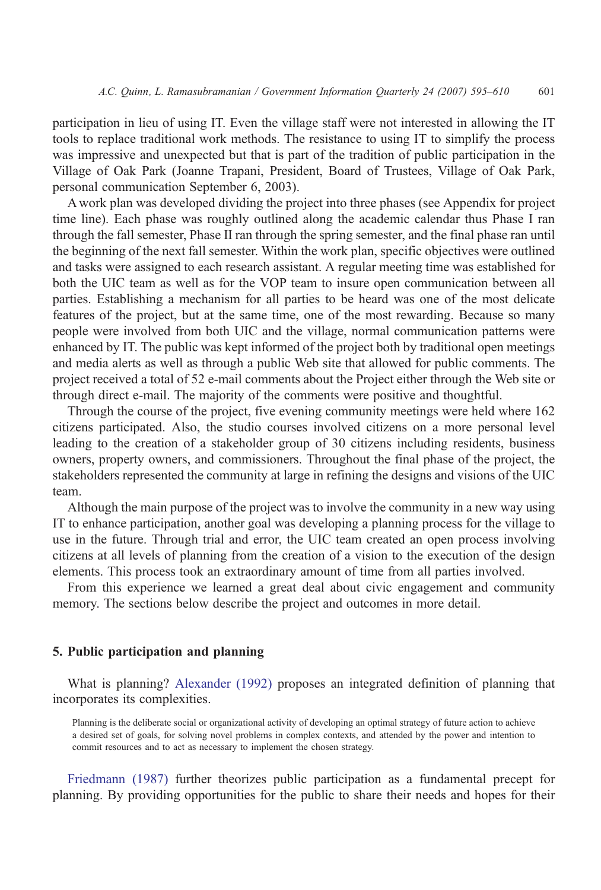participation in lieu of using IT. Even the village staff were not interested in allowing the IT tools to replace traditional work methods. The resistance to using IT to simplify the process was impressive and unexpected but that is part of the tradition of public participation in the Village of Oak Park (Joanne Trapani, President, Board of Trustees, Village of Oak Park, personal communication September 6, 2003).

A work plan was developed dividing the project into three phases (see Appendix for project time line). Each phase was roughly outlined along the academic calendar thus Phase I ran through the fall semester, Phase II ran through the spring semester, and the final phase ran until the beginning of the next fall semester. Within the work plan, specific objectives were outlined and tasks were assigned to each research assistant. A regular meeting time was established for both the UIC team as well as for the VOP team to insure open communication between all parties. Establishing a mechanism for all parties to be heard was one of the most delicate features of the project, but at the same time, one of the most rewarding. Because so many people were involved from both UIC and the village, normal communication patterns were enhanced by IT. The public was kept informed of the project both by traditional open meetings and media alerts as well as through a public Web site that allowed for public comments. The project received a total of 52 e-mail comments about the Project either through the Web site or through direct e-mail. The majority of the comments were positive and thoughtful.

Through the course of the project, five evening community meetings were held where 162 citizens participated. Also, the studio courses involved citizens on a more personal level leading to the creation of a stakeholder group of 30 citizens including residents, business owners, property owners, and commissioners. Throughout the final phase of the project, the stakeholders represented the community at large in refining the designs and visions of the UIC team.

Although the main purpose of the project was to involve the community in a new way using IT to enhance participation, another goal was developing a planning process for the village to use in the future. Through trial and error, the UIC team created an open process involving citizens at all levels of planning from the creation of a vision to the execution of the design elements. This process took an extraordinary amount of time from all parties involved.

From this experience we learned a great deal about civic engagement and community memory. The sections below describe the project and outcomes in more detail.

## 5. Public participation and planning

What is planning? Alexander (1992) proposes an integrated definition of planning that incorporates its complexities.

> Planning is the deliberate social or organizational activity of developing an optimal strategy of future action to achieve a desired set of goals, for solving novel problems in complex contexts, and attended by the power and intention to commit resources and to act as necessary to implement the chosen strategy.

Friedmann (1987) further theorizes public participation as a fundamental precept for planning. By providing opportunities for the public to share their needs and hopes for their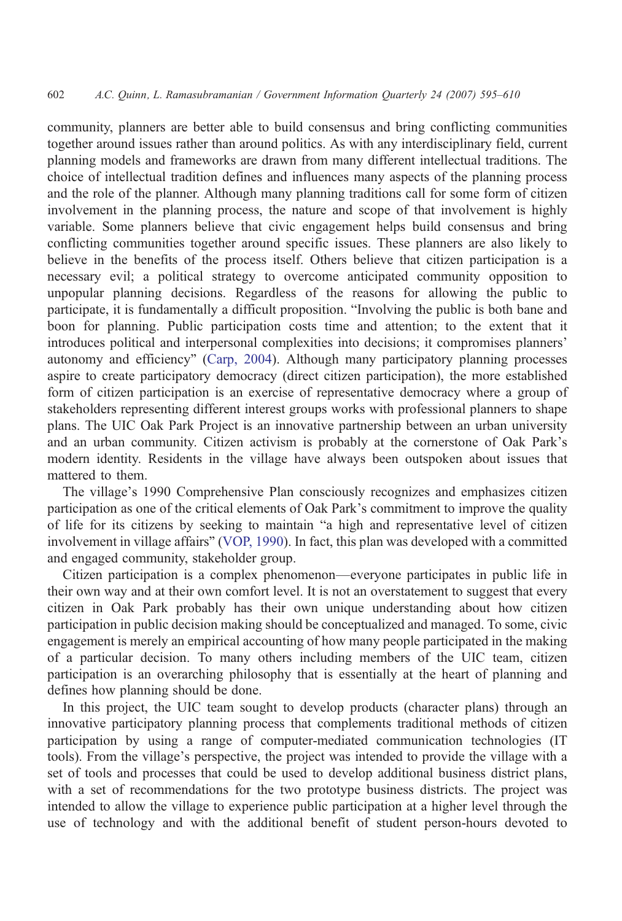community, planners are better able to build consensus and bring conflicting communities together around issues rather than around politics. As with any interdisciplinary field, current planning models and frameworks are drawn from many different intellectual traditions. The choice of intellectual tradition defines and influences many aspects of the planning process and the role of the planner. Although many planning traditions call for some form of citizen involvement in the planning process, the nature and scope of that involvement is highly variable. Some planners believe that civic engagement helps build consensus and bring conflicting communities together around specific issues. These planners are also likely to believe in the benefits of the process itself. Others believe that citizen participation is a necessary evil; a political strategy to overcome anticipated community opposition to unpopular planning decisions. Regardless of the reasons for allowing the public to participate, it is fundamentally a difficult proposition. "Involving the public is both bane and boon for planning. Public participation costs time and attention; to the extent that it introduces political and interpersonal complexities into decisions; it compromises planners' autonomy and efficiency" (Carp, 2004). Although many participatory planning processes aspire to create participatory democracy (direct citizen participation), the more established form of citizen participation is an exercise of representative democracy where a group of stakeholders representing different interest groups works with professional planners to shape plans. The UIC Oak Park Project is an innovative partnership between an urban university and an urban community. Citizen activism is probably at the cornerstone of Oak Park's modern identity. Residents in the village have always been outspoken about issues that mattered to them.

The village's 1990 Comprehensive Plan consciously recognizes and emphasizes citizen participation as one of the critical elements of Oak Park's commitment to improve the quality of life for its citizens by seeking to maintain "a high and representative level of citizen involvement in village affairs" (VOP, 1990). In fact, this plan was developed with a committed and engaged community, stakeholder group.

Citizen participation is a complex phenomenon—everyone participates in public life in their own way and at their own comfort level. It is not an overstatement to suggest that every citizen in Oak Park probably has their own unique understanding about how citizen participation in public decision making should be conceptualized and managed. To some, civic engagement is merely an empirical accounting of how many people participated in the making of a particular decision. To many others including members of the UIC team, citizen participation is an overarching philosophy that is essentially at the heart of planning and defines how planning should be done.

In this project, the UIC team sought to develop products (character plans) through an innovative participatory planning process that complements traditional methods of citizen participation by using a range of computer-mediated communication technologies (IT tools). From the village's perspective, the project was intended to provide the village with a set of tools and processes that could be used to develop additional business district plans, with a set of recommendations for the two prototype business districts. The project was intended to allow the village to experience public participation at a higher level through the use of technology and with the additional benefit of student person-hours devoted to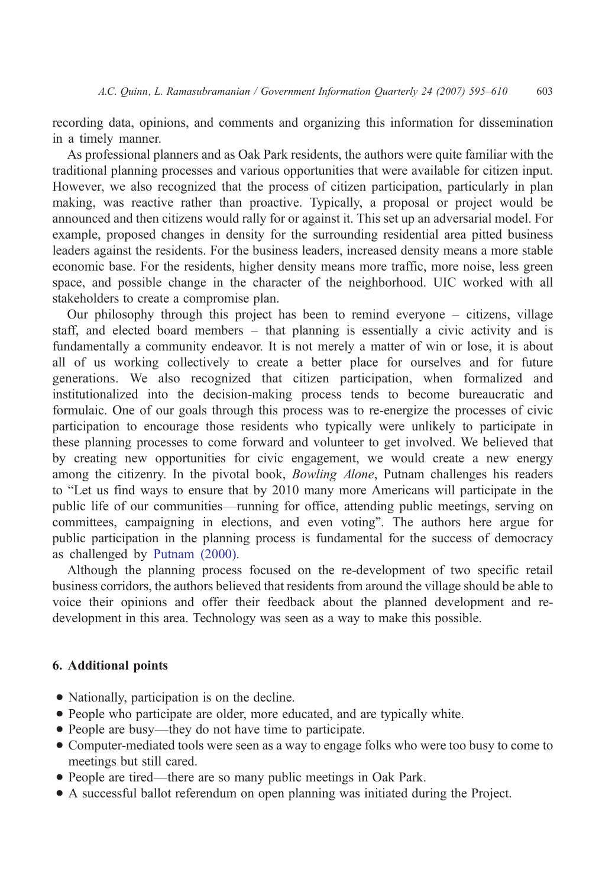recording data, opinions, and comments and organizing this information for dissemination in a timely manner.

As professional planners and as Oak Park residents, the authors were quite familiar with the traditional planning processes and various opportunities that were available for citizen input. However, we also recognized that the process of citizen participation, particularly in plan making, was reactive rather than proactive. Typically, a proposal or project would be announced and then citizens would rally for or against it. This set up an adversarial model. For example, proposed changes in density for the surrounding residential area pitted business leaders against the residents. For the business leaders, increased density means a more stable economic base. For the residents, higher density means more traffic, more noise, less green space, and possible change in the character of the neighborhood. UIC worked with all stakeholders to create a compromise plan.

Our philosophy through this project has been to remind everyone – citizens, village staff, and elected board members – that planning is essentially a civic activity and is fundamentally a community endeavor. It is not merely a matter of win or lose, it is about all of us working collectively to create a better place for ourselves and for future generations. We also recognized that citizen participation, when formalized and institutionalized into the decision-making process tends to become bureaucratic and formulaic. One of our goals through this process was to re-energize the processes of civic participation to encourage those residents who typically were unlikely to participate in these planning processes to come forward and volunteer to get involved. We believed that by creating new opportunities for civic engagement, we would create a new energy among the citizenry. In the pivotal book, *Bowling Alone*, Putnam challenges his readers to "Let us find ways to ensure that by 2010 many more Americans will participate in the public life of our communities—running for office, attending public meetings, serving on committees, campaigning in elections, and even voting". The authors here argue for public participation in the planning process is fundamental for the success of democracy as challenged by Putnam (2000).

Although the planning process focused on the re-development of two specific retail business corridors, the authors believed that residents from around the village should be able to voice their opinions and offer their feedback about the planned development and re-development in this area. Technology was seen as a way to make this possible.

## 6. Additional points

- Nationally, participation is on the decline.
- People who participate are older, more educated, and are typically white.
- People are busy—they do not have time to participate.
- Computer-mediated tools were seen as a way to engage folks who were too busy to come to meetings but still cared.
- People are tired—there are so many public meetings in Oak Park.
- A successful ballot referendum on open planning was initiated during the Project.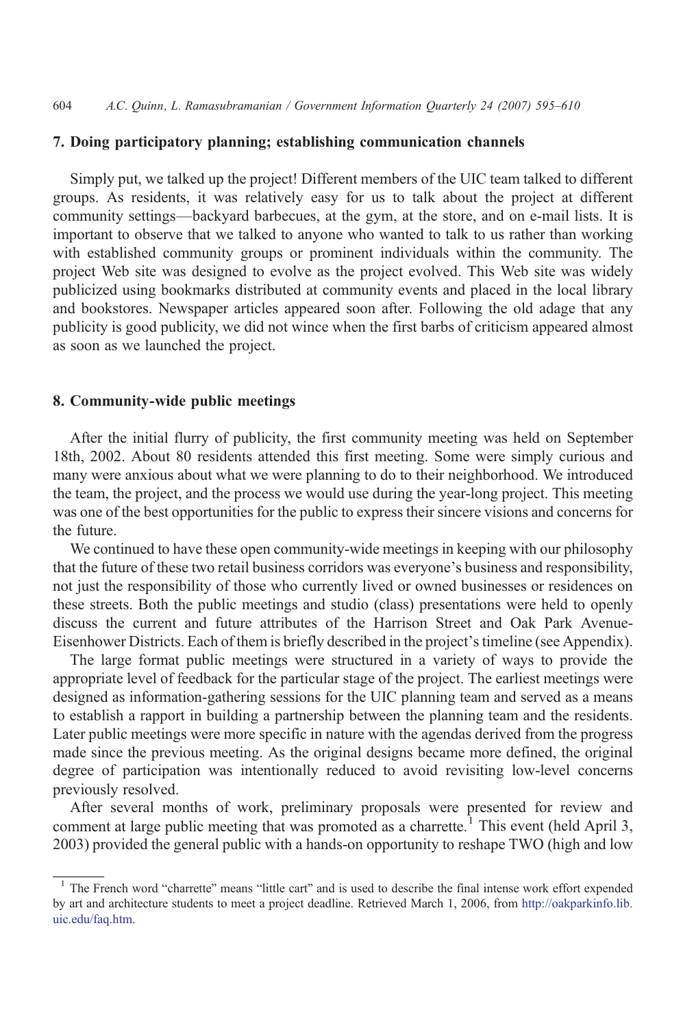## 7. Doing participatory planning; establishing communication channels

Simply put, we talked up the project! Different members of the UIC team talked to different groups. As residents, it was relatively easy for us to talk about the project at different community settings—backyard barbecues, at the gym, at the store, and on e-mail lists. It is important to observe that we talked to anyone who wanted to talk to us rather than working with established community groups or prominent individuals within the community. The project Web site was designed to evolve as the project evolved. This Web site was widely publicized using bookmarks distributed at community events and placed in the local library and bookstores. Newspaper articles appeared soon after. Following the old adage that any publicity is good publicity, we did not wince when the first barbs of criticism appeared almost as soon as we launched the project.

## 8. Community-wide public meetings

After the initial flurry of publicity, the first community meeting was held on September 18th, 2002. About 80 residents attended this first meeting. Some were simply curious and many were anxious about what we were planning to do to their neighborhood. We introduced the team, the project, and the process we would use during the year-long project. This meeting was one of the best opportunities for the public to express their sincere visions and concerns for the future.

We continued to have these open community-wide meetings in keeping with our philosophy that the future of these two retail business corridors was everyone's business and responsibility, not just the responsibility of those who currently lived or owned businesses or residences on these streets. Both the public meetings and studio (class) presentations were held to openly discuss the current and future attributes of the Harrison Street and Oak Park Avenue-Eisenhower Districts. Each of them is briefly described in the project's timeline (see Appendix).

The large format public meetings were structured in a variety of ways to provide the appropriate level of feedback for the particular stage of the project. The earliest meetings were designed as information-gathering sessions for the UIC planning team and served as a means to establish a rapport in building a partnership between the planning team and the residents. Later public meetings were more specific in nature with the agendas derived from the progress made since the previous meeting. As the original designs became more defined, the original degree of participation was intentionally reduced to avoid revisiting low-level concerns previously resolved.

After several months of work, preliminary proposals were presented for review and comment at large public meeting that was promoted as a charrette.[1] This event (held April 3, 2003) provided the general public with a hands-on opportunity to reshape TWO (high and low

[1] The French word "charrette" means "little cart" and is used to describe the final intense work effort expended by art and architecture students to meet a project deadline. Retrieved March 1, 2006, from http://oakparkinfo.lib.uic.edu/faq.htm.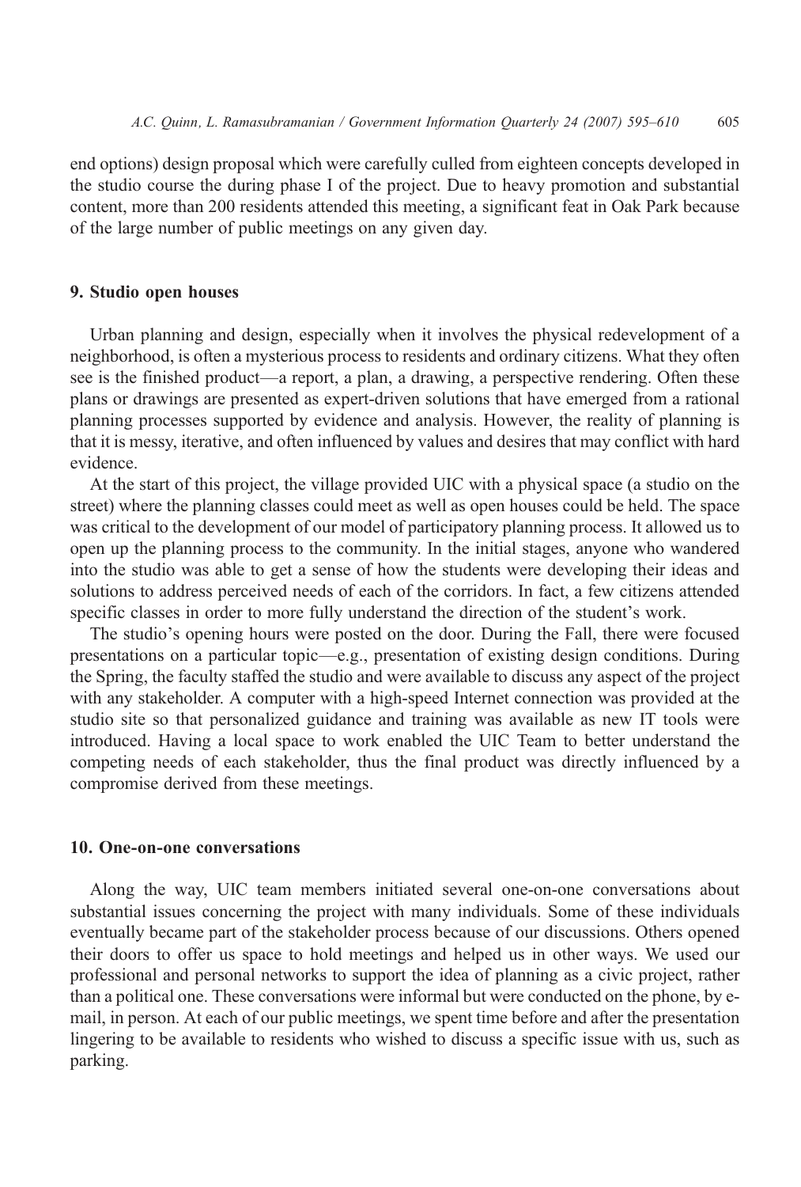end options) design proposal which were carefully culled from eighteen concepts developed in the studio course the during phase I of the project. Due to heavy promotion and substantial content, more than 200 residents attended this meeting, a significant feat in Oak Park because of the large number of public meetings on any given day.

## 9. Studio open houses

Urban planning and design, especially when it involves the physical redevelopment of a neighborhood, is often a mysterious process to residents and ordinary citizens. What they often see is the finished product—a report, a plan, a drawing, a perspective rendering. Often these plans or drawings are presented as expert-driven solutions that have emerged from a rational planning processes supported by evidence and analysis. However, the reality of planning is that it is messy, iterative, and often influenced by values and desires that may conflict with hard evidence.

At the start of this project, the village provided UIC with a physical space (a studio on the street) where the planning classes could meet as well as open houses could be held. The space was critical to the development of our model of participatory planning process. It allowed us to open up the planning process to the community. In the initial stages, anyone who wandered into the studio was able to get a sense of how the students were developing their ideas and solutions to address perceived needs of each of the corridors. In fact, a few citizens attended specific classes in order to more fully understand the direction of the student's work.

The studio's opening hours were posted on the door. During the Fall, there were focused presentations on a particular topic—e.g., presentation of existing design conditions. During the Spring, the faculty staffed the studio and were available to discuss any aspect of the project with any stakeholder. A computer with a high-speed Internet connection was provided at the studio site so that personalized guidance and training was available as new IT tools were introduced. Having a local space to work enabled the UIC Team to better understand the competing needs of each stakeholder, thus the final product was directly influenced by a compromise derived from these meetings.

## 10. One-on-one conversations

Along the way, UIC team members initiated several one-on-one conversations about substantial issues concerning the project with many individuals. Some of these individuals eventually became part of the stakeholder process because of our discussions. Others opened their doors to offer us space to hold meetings and helped us in other ways. We used our professional and personal networks to support the idea of planning as a civic project, rather than a political one. These conversations were informal but were conducted on the phone, by e-mail, in person. At each of our public meetings, we spent time before and after the presentation lingering to be available to residents who wished to discuss a specific issue with us, such as parking.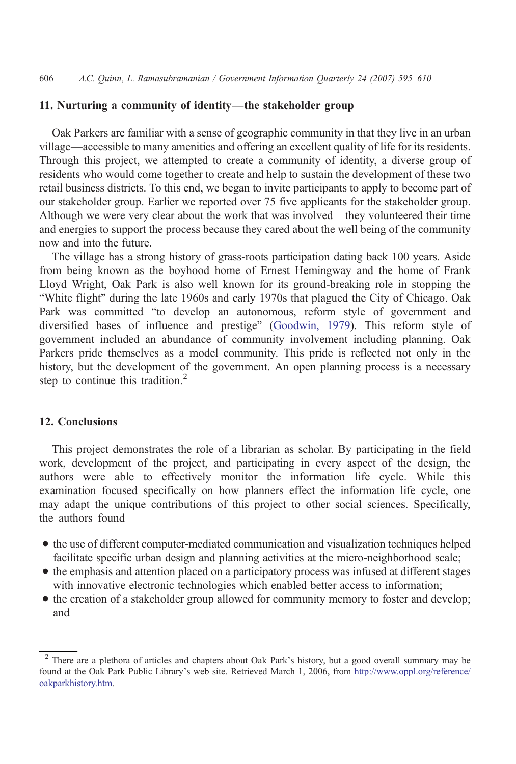## 11. Nurturing a community of identity—the stakeholder group

Oak Parkers are familiar with a sense of geographic community in that they live in an urban village—accessible to many amenities and offering an excellent quality of life for its residents. Through this project, we attempted to create a community of identity, a diverse group of residents who would come together to create and help to sustain the development of these two retail business districts. To this end, we began to invite participants to apply to become part of our stakeholder group. Earlier we reported over 75 five applicants for the stakeholder group. Although we were very clear about the work that was involved—they volunteered their time and energies to support the process because they cared about the well being of the community now and into the future.

The village has a strong history of grass-roots participation dating back 100 years. Aside from being known as the boyhood home of Ernest Hemingway and the home of Frank Lloyd Wright, Oak Park is also well known for its ground-breaking role in stopping the "White flight" during the late 1960s and early 1970s that plagued the City of Chicago. Oak Park was committed "to develop an autonomous, reform style of government and diversified bases of influence and prestige" (Goodwin, 1979). This reform style of government included an abundance of community involvement including planning. Oak Parkers pride themselves as a model community. This pride is reflected not only in the history, but the development of the government. An open planning process is a necessary step to continue this tradition.[2]

## 12. Conclusions

This project demonstrates the role of a librarian as scholar. By participating in the field work, development of the project, and participating in every aspect of the design, the authors were able to effectively monitor the information life cycle. While this examination focused specifically on how planners effect the information life cycle, one may adapt the unique contributions of this project to other social sciences. Specifically, the authors found

- the use of different computer-mediated communication and visualization techniques helped facilitate specific urban design and planning activities at the micro-neighborhood scale;
- the emphasis and attention placed on a participatory process was infused at different stages with innovative electronic technologies which enabled better access to information;
- the creation of a stakeholder group allowed for community memory to foster and develop; and

[2] There are a plethora of articles and chapters about Oak Park's history, but a good overall summary may be found at the Oak Park Public Library's web site. Retrieved March 1, 2006, from http://www.oppl.org/reference/oakparkhistory.htm.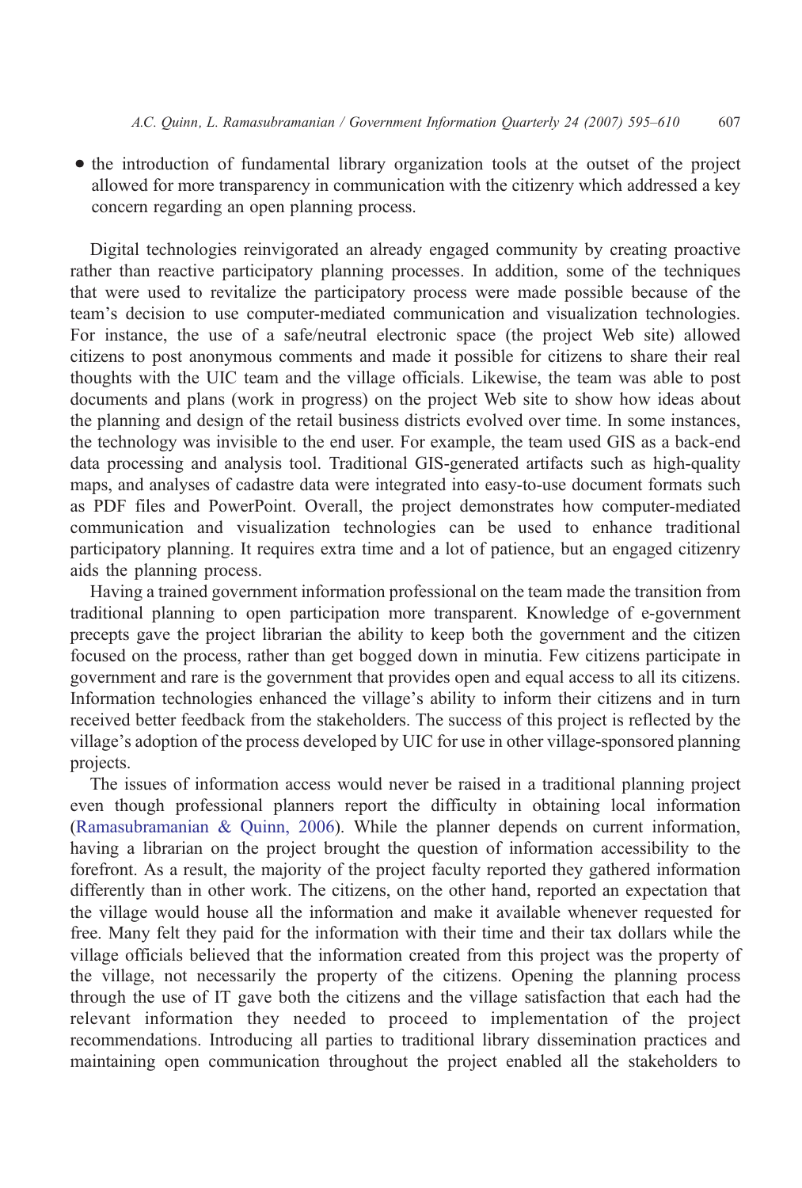- the introduction of fundamental library organization tools at the outset of the project allowed for more transparency in communication with the citizenry which addressed a key concern regarding an open planning process.

Digital technologies reinvigorated an already engaged community by creating proactive rather than reactive participatory planning processes. In addition, some of the techniques that were used to revitalize the participatory process were made possible because of the team's decision to use computer-mediated communication and visualization technologies. For instance, the use of a safe/neutral electronic space (the project Web site) allowed citizens to post anonymous comments and made it possible for citizens to share their real thoughts with the UIC team and the village officials. Likewise, the team was able to post documents and plans (work in progress) on the project Web site to show how ideas about the planning and design of the retail business districts evolved over time. In some instances, the technology was invisible to the end user. For example, the team used GIS as a back-end data processing and analysis tool. Traditional GIS-generated artifacts such as high-quality maps, and analyses of cadastre data were integrated into easy-to-use document formats such as PDF files and PowerPoint. Overall, the project demonstrates how computer-mediated communication and visualization technologies can be used to enhance traditional participatory planning. It requires extra time and a lot of patience, but an engaged citizenry aids the planning process.

Having a trained government information professional on the team made the transition from traditional planning to open participation more transparent. Knowledge of e-government precepts gave the project librarian the ability to keep both the government and the citizen focused on the process, rather than get bogged down in minutia. Few citizens participate in government and rare is the government that provides open and equal access to all its citizens. Information technologies enhanced the village's ability to inform their citizens and in turn received better feedback from the stakeholders. The success of this project is reflected by the village's adoption of the process developed by UIC for use in other village-sponsored planning projects.

The issues of information access would never be raised in a traditional planning project even though professional planners report the difficulty in obtaining local information (Ramasubramanian & Quinn, 2006). While the planner depends on current information, having a librarian on the project brought the question of information accessibility to the forefront. As a result, the majority of the project faculty reported they gathered information differently than in other work. The citizens, on the other hand, reported an expectation that the village would house all the information and make it available whenever requested for free. Many felt they paid for the information with their time and their tax dollars while the village officials believed that the information created from this project was the property of the village, not necessarily the property of the citizens. Opening the planning process through the use of IT gave both the citizens and the village satisfaction that each had the relevant information they needed to proceed to implementation of the project recommendations. Introducing all parties to traditional library dissemination practices and maintaining open communication throughout the project enabled all the stakeholders to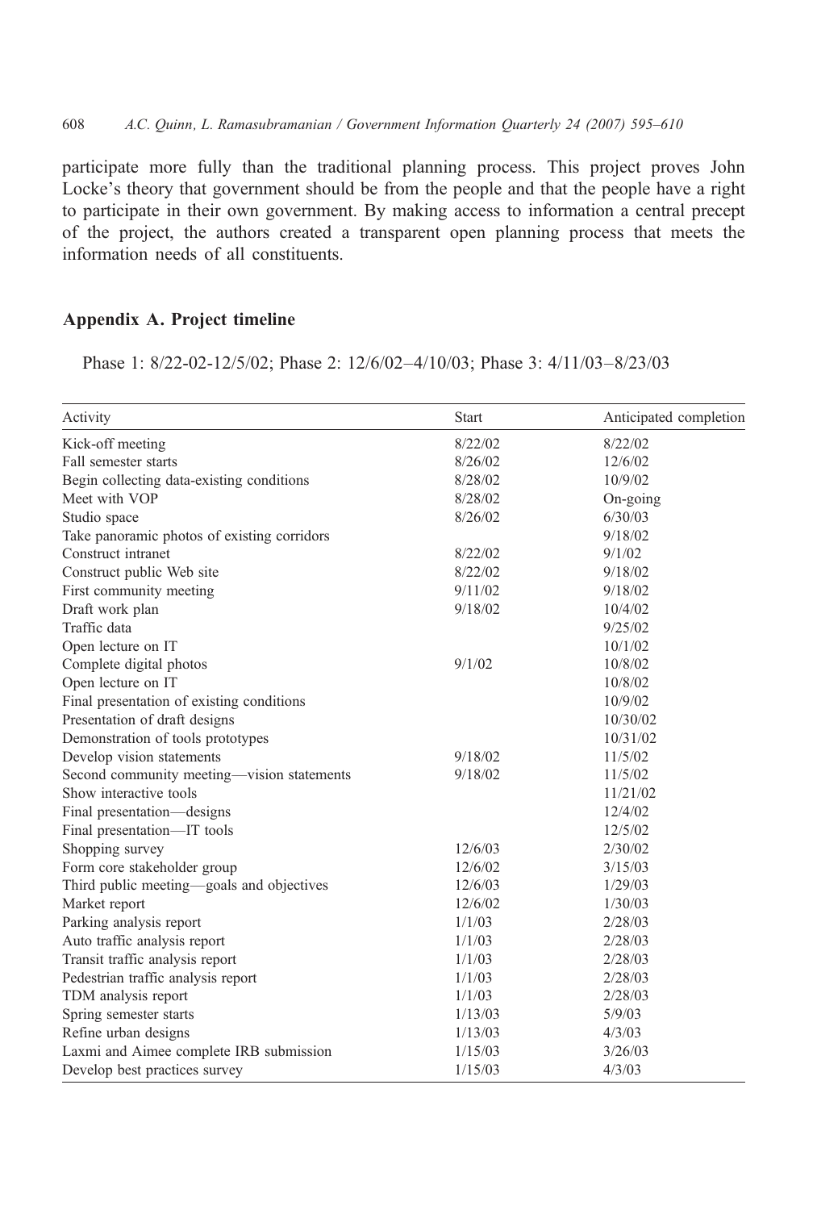participate more fully than the traditional planning process. This project proves John Locke's theory that government should be from the people and that the people have a right to participate in their own government. By making access to information a central precept of the project, the authors created a transparent open planning process that meets the information needs of all constituents.

## Appendix A. Project timeline

Phase 1: 8/22-02-12/5/02; Phase 2: 12/6/02–4/10/03; Phase 3: 4/11/03–8/23/03

| Activity | Start | Anticipated completion |
|---|---|---|
| Kick-off meeting | 8/22/02 | 8/22/02 |
| Fall semester starts | 8/26/02 | 12/6/02 |
| Begin collecting data-existing conditions | 8/28/02 | 10/9/02 |
| Meet with VOP | 8/28/02 | On-going |
| Studio space | 8/26/02 | 6/30/03 |
| Take panoramic photos of existing corridors | | 9/18/02 |
| Construct intranet | 8/22/02 | 9/1/02 |
| Construct public Web site | 8/22/02 | 9/18/02 |
| First community meeting | 9/11/02 | 9/18/02 |
| Draft work plan | 9/18/02 | 10/4/02 |
| Traffic data | | 9/25/02 |
| Open lecture on IT | | 10/1/02 |
| Complete digital photos | 9/1/02 | 10/8/02 |
| Open lecture on IT | | 10/8/02 |
| Final presentation of existing conditions | | 10/9/02 |
| Presentation of draft designs | | 10/30/02 |
| Demonstration of tools prototypes | | 10/31/02 |
| Develop vision statements | 9/18/02 | 11/5/02 |
| Second community meeting—vision statements | 9/18/02 | 11/5/02 |
| Show interactive tools | | 11/21/02 |
| Final presentation—designs | | 12/4/02 |
| Final presentation—IT tools | | 12/5/02 |
| Shopping survey | 12/6/03 | 2/30/02 |
| Form core stakeholder group | 12/6/02 | 3/15/03 |
| Third public meeting—goals and objectives | 12/6/03 | 1/29/03 |
| Market report | 12/6/02 | 1/30/03 |
| Parking analysis report | 1/1/03 | 2/28/03 |
| Auto traffic analysis report | 1/1/03 | 2/28/03 |
| Transit traffic analysis report | 1/1/03 | 2/28/03 |
| Pedestrian traffic analysis report | 1/1/03 | 2/28/03 |
| TDM analysis report | 1/1/03 | 2/28/03 |
| Spring semester starts | 1/13/03 | 5/9/03 |
| Refine urban designs | 1/13/03 | 4/3/03 |
| Laxmi and Aimee complete IRB submission | 1/15/03 | 3/26/03 |
| Develop best practices survey | 1/15/03 | 4/3/03 |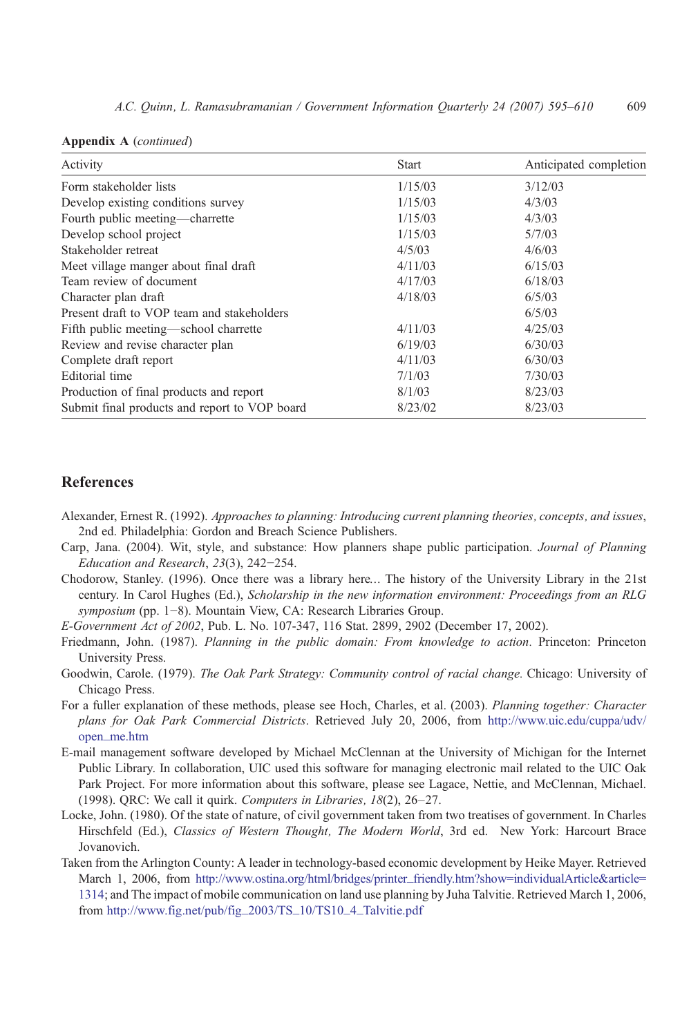**Appendix A** (*continued*)

| Activity | Start | Anticipated completion |
|---|---|---|
| Form stakeholder lists | 1/15/03 | 3/12/03 |
| Develop existing conditions survey | 1/15/03 | 4/3/03 |
| Fourth public meeting—charrette | 1/15/03 | 4/3/03 |
| Develop school project | 1/15/03 | 5/7/03 |
| Stakeholder retreat | 4/5/03 | 4/6/03 |
| Meet village manger about final draft | 4/11/03 | 6/15/03 |
| Team review of document | 4/17/03 | 6/18/03 |
| Character plan draft | 4/18/03 | 6/5/03 |
| Present draft to VOP team and stakeholders | | 6/5/03 |
| Fifth public meeting—school charrette | 4/11/03 | 4/25/03 |
| Review and revise character plan | 6/19/03 | 6/30/03 |
| Complete draft report | 4/11/03 | 6/30/03 |
| Editorial time | 7/1/03 | 7/30/03 |
| Production of final products and report | 8/1/03 | 8/23/03 |
| Submit final products and report to VOP board | 8/23/02 | 8/23/03 |

## References

Alexander, Ernest R. (1992). *Approaches to planning: Introducing current planning theories, concepts, and issues*, 2nd ed. Philadelphia: Gordon and Breach Science Publishers.

Carp, Jana. (2004). Wit, style, and substance: How planners shape public participation. *Journal of Planning Education and Research*, *23*(3), 242−254.

Chodorow, Stanley. (1996). Once there was a library here… The history of the University Library in the 21st century. In Carol Hughes (Ed.), *Scholarship in the new information environment: Proceedings from an RLG symposium* (pp. 1−8). Mountain View, CA: Research Libraries Group.

*E-Government Act of 2002*, Pub. L. No. 107-347, 116 Stat. 2899, 2902 (December 17, 2002).

Friedmann, John. (1987). *Planning in the public domain: From knowledge to action*. Princeton: Princeton University Press.

Goodwin, Carole. (1979). *The Oak Park Strategy: Community control of racial change*. Chicago: University of Chicago Press.

For a fuller explanation of these methods, please see Hoch, Charles, et al. (2003). *Planning together: Character plans for Oak Park Commercial Districts*. Retrieved July 20, 2006, from http://www.uic.edu/cuppa/udv/open_me.htm

E-mail management software developed by Michael McClennan at the University of Michigan for the Internet Public Library. In collaboration, UIC used this software for managing electronic mail related to the UIC Oak Park Project. For more information about this software, please see Lagace, Nettie, and McClennan, Michael. (1998). QRC: We call it quirk. *Computers in Libraries, 18*(2), 26–27.

Locke, John. (1980). Of the state of nature, of civil government taken from two treatises of government. In Charles Hirschfeld (Ed.), *Classics of Western Thought, The Modern World*, 3rd ed. New York: Harcourt Brace Jovanovich.

Taken from the Arlington County: A leader in technology-based economic development by Heike Mayer. Retrieved March 1, 2006, from http://www.ostina.org/html/bridges/printer_friendly.htm?show=individualArticle&article=1314; and The impact of mobile communication on land use planning by Juha Talvitie. Retrieved March 1, 2006, from http://www.fig.net/pub/fig_2003/TS_10/TS10_4_Talvitie.pdf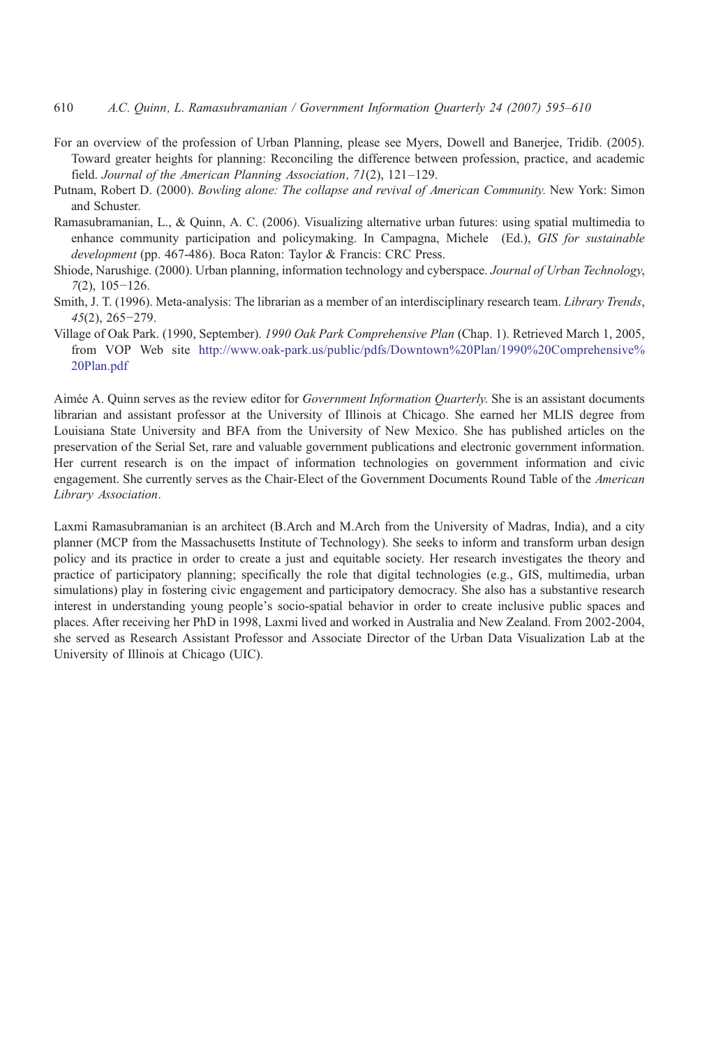For an overview of the profession of Urban Planning, please see Myers, Dowell and Banerjee, Tridib. (2005). Toward greater heights for planning: Reconciling the difference between profession, practice, and academic field. *Journal of the American Planning Association, 71*(2), 121–129.

Putnam, Robert D. (2000). *Bowling alone: The collapse and revival of American Community.* New York: Simon and Schuster.

Ramasubramanian, L., & Quinn, A. C. (2006). Visualizing alternative urban futures: using spatial multimedia to enhance community participation and policymaking. In Campagna, Michele (Ed.), *GIS for sustainable development* (pp. 467-486). Boca Raton: Taylor & Francis: CRC Press.

Shiode, Narushige. (2000). Urban planning, information technology and cyberspace. *Journal of Urban Technology*, *7*(2), 105−126.

Smith, J. T. (1996). Meta-analysis: The librarian as a member of an interdisciplinary research team. *Library Trends*, *45*(2), 265−279.

Village of Oak Park. (1990, September). *1990 Oak Park Comprehensive Plan* (Chap. 1). Retrieved March 1, 2005, from VOP Web site http://www.oak-park.us/public/pdfs/Downtown%20Plan/1990%20Comprehensive%20Plan.pdf

Aimée A. Quinn serves as the review editor for *Government Information Quarterly.* She is an assistant documents librarian and assistant professor at the University of Illinois at Chicago. She earned her MLIS degree from Louisiana State University and BFA from the University of New Mexico. She has published articles on the preservation of the Serial Set, rare and valuable government publications and electronic government information. Her current research is on the impact of information technologies on government information and civic engagement. She currently serves as the Chair-Elect of the Government Documents Round Table of the *American Library Association*.

Laxmi Ramasubramanian is an architect (B.Arch and M.Arch from the University of Madras, India), and a city planner (MCP from the Massachusetts Institute of Technology). She seeks to inform and transform urban design policy and its practice in order to create a just and equitable society. Her research investigates the theory and practice of participatory planning; specifically the role that digital technologies (e.g., GIS, multimedia, urban simulations) play in fostering civic engagement and participatory democracy. She also has a substantive research interest in understanding young people's socio-spatial behavior in order to create inclusive public spaces and places. After receiving her PhD in 1998, Laxmi lived and worked in Australia and New Zealand. From 2002-2004, she served as Research Assistant Professor and Associate Director of the Urban Data Visualization Lab at the University of Illinois at Chicago (UIC).